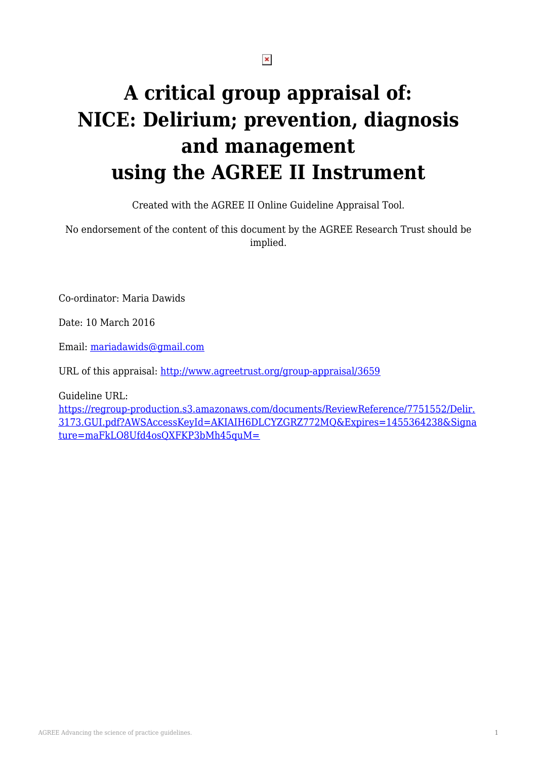# A critical group appraisal of: NICE: Delirium; prevention, diagnosis and management using the AGREE II Instrument

Created with the AGREE II Online Guideline Appraisal Tool.

No endorsement of the content of this document by the AGREE Research Trust should be implied.

Co-ordinator: Maria Dawids

Date: 10 March 2016

Email: [mariadawids@gmail.com](mailto:mariadawids@gmail.com)

URL of this appraisal: [http://www.agreetrust.org/group-appraisal/3659](http://www.agreetrust.org/group-appraisal/3659)

Guideline URL:
[https://regroup-production.s3.amazonaws.com/documents/ReviewReference/7751552/Delir.3173.GUI.pdf?AWSAccessKeyId=AKIAIH6DLCYZGRZ772MQ&Expires=1455364238&Signature=maFkLO8Ufd4osQXFKP3bMh45quM=](https://regroup-production.s3.amazonaws.com/documents/ReviewReference/7751552/Delir.3173.GUI.pdf?AWSAccessKeyId=AKIAIH6DLCYZGRZ772MQ&Expires=1455364238&Signature=maFkLO8Ufd4osQXFKP3bMh45quM=)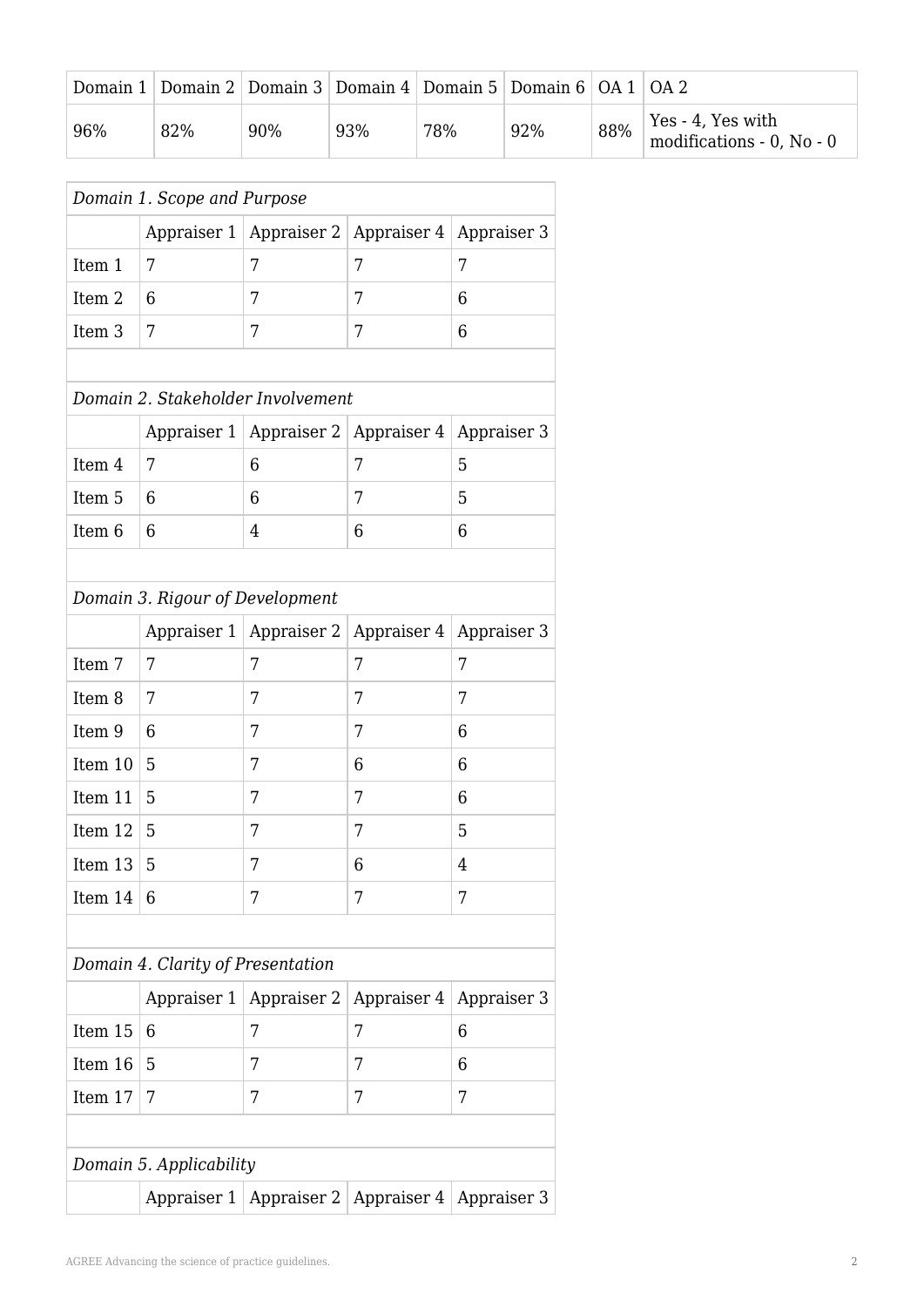| Domain 1 | Domain 2 | Domain 3 | Domain 4 | Domain 5 | Domain 6 | OA 1 | OA 2 |
|---|---|---|---|---|---|---|---|
| 96% | 82% | 90% | 93% | 78% | 92% | 88% | Yes - 4, Yes with modifications - 0, No - 0 |

| *Domain 1. Scope and Purpose* | | | | |
|---|---|---|---|---|
| | Appraiser 1 | Appraiser 2 | Appraiser 4 | Appraiser 3 |
| Item 1 | 7 | 7 | 7 | 7 |
| Item 2 | 6 | 7 | 7 | 6 |
| Item 3 | 7 | 7 | 7 | 6 |
| | | | | |
| *Domain 2. Stakeholder Involvement* | | | | |
| | Appraiser 1 | Appraiser 2 | Appraiser 4 | Appraiser 3 |
| Item 4 | 7 | 6 | 7 | 5 |
| Item 5 | 6 | 6 | 7 | 5 |
| Item 6 | 6 | 4 | 6 | 6 |
| | | | | |
| *Domain 3. Rigour of Development* | | | | |
| | Appraiser 1 | Appraiser 2 | Appraiser 4 | Appraiser 3 |
| Item 7 | 7 | 7 | 7 | 7 |
| Item 8 | 7 | 7 | 7 | 7 |
| Item 9 | 6 | 7 | 7 | 6 |
| Item 10 | 5 | 7 | 6 | 6 |
| Item 11 | 5 | 7 | 7 | 6 |
| Item 12 | 5 | 7 | 7 | 5 |
| Item 13 | 5 | 7 | 6 | 4 |
| Item 14 | 6 | 7 | 7 | 7 |
| | | | | |
| *Domain 4. Clarity of Presentation* | | | | |
| | Appraiser 1 | Appraiser 2 | Appraiser 4 | Appraiser 3 |
| Item 15 | 6 | 7 | 7 | 6 |
| Item 16 | 5 | 7 | 7 | 6 |
| Item 17 | 7 | 7 | 7 | 7 |
| | | | | |
| *Domain 5. Applicability* | | | | |
| | Appraiser 1 | Appraiser 2 | Appraiser 4 | Appraiser 3 |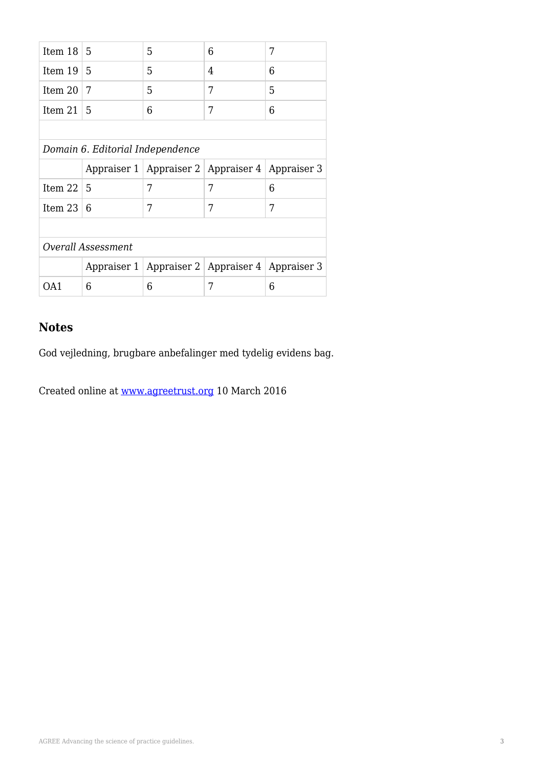| | | | | |
|---|---|---|---|---|
| Item 18 | 5 | 5 | 6 | 7 |
| Item 19 | 5 | 5 | 4 | 6 |
| Item 20 | 7 | 5 | 7 | 5 |
| Item 21 | 5 | 6 | 7 | 6 |
| | | | | |
| *Domain 6. Editorial Independence* | | | | |
| | Appraiser 1 | Appraiser 2 | Appraiser 4 | Appraiser 3 |
| Item 22 | 5 | 7 | 7 | 6 |
| Item 23 | 6 | 7 | 7 | 7 |
| | | | | |
| *Overall Assessment* | | | | |
| | Appraiser 1 | Appraiser 2 | Appraiser 4 | Appraiser 3 |
| OA1 | 6 | 6 | 7 | 6 |

## Notes

God vejledning, brugbare anbefalinger med tydelig evidens bag.

Created online at [www.agreetrust.org](http://www.agreetrust.org) 10 March 2016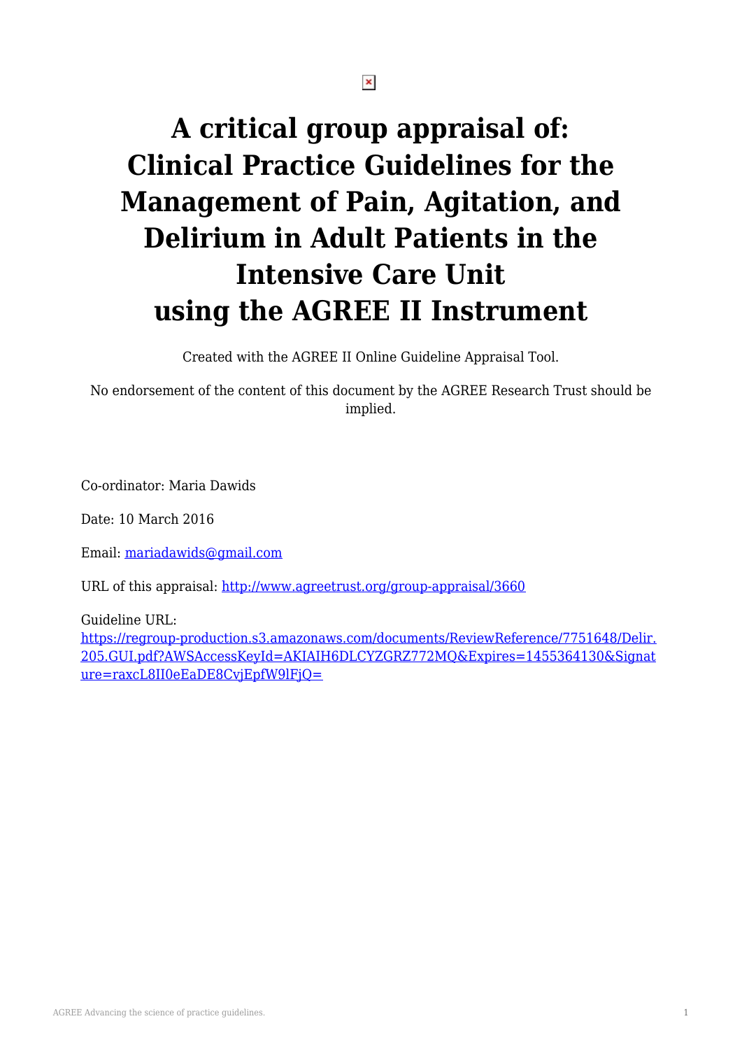# A critical group appraisal of: Clinical Practice Guidelines for the Management of Pain, Agitation, and Delirium in Adult Patients in the Intensive Care Unit using the AGREE II Instrument

Created with the AGREE II Online Guideline Appraisal Tool.

No endorsement of the content of this document by the AGREE Research Trust should be implied.

Co-ordinator: Maria Dawids

Date: 10 March 2016

Email: [mariadawids@gmail.com](mailto:mariadawids@gmail.com)

URL of this appraisal: [http://www.agreetrust.org/group-appraisal/3660](http://www.agreetrust.org/group-appraisal/3660)

Guideline URL:
[https://regroup-production.s3.amazonaws.com/documents/ReviewReference/7751648/Delir.205.GUI.pdf?AWSAccessKeyId=AKIAIH6DLCYZGRZ772MQ&Expires=1455364130&Signature=raxcL8II0eEaDE8CvjEpfW9lFjQ=](https://regroup-production.s3.amazonaws.com/documents/ReviewReference/7751648/Delir.205.GUI.pdf?AWSAccessKeyId=AKIAIH6DLCYZGRZ772MQ&Expires=1455364130&Signature=raxcL8II0eEaDE8CvjEpfW9lFjQ=)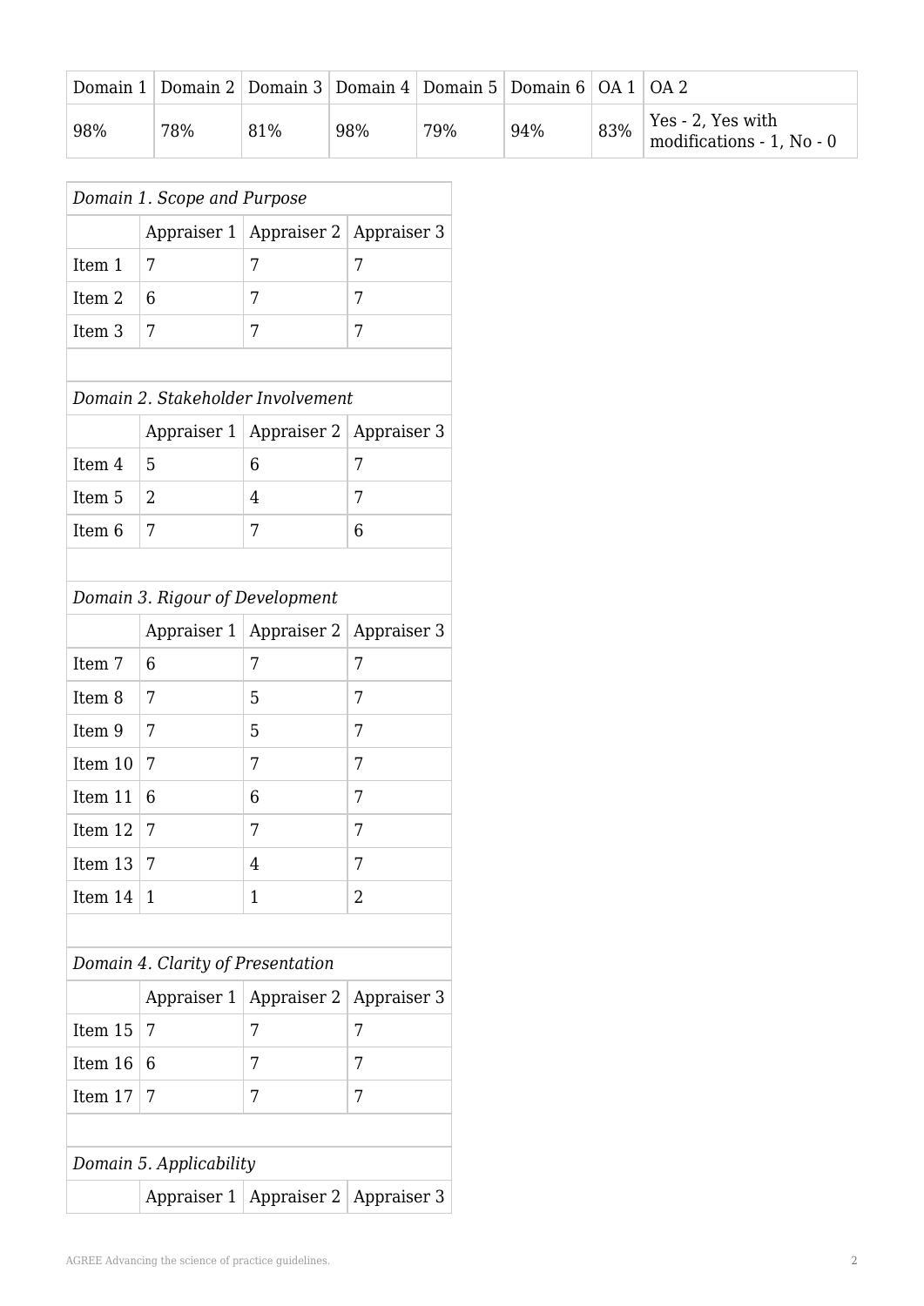| Domain 1 | Domain 2 | Domain 3 | Domain 4 | Domain 5 | Domain 6 | OA 1 | OA 2 |
|---|---|---|---|---|---|---|---|
| 98% | 78% | 81% | 98% | 79% | 94% | 83% | Yes - 2, Yes with modifications - 1, No - 0 |

| *Domain 1. Scope and Purpose* | | | |
|---|---|---|---|
| | Appraiser 1 | Appraiser 2 | Appraiser 3 |
| Item 1 | 7 | 7 | 7 |
| Item 2 | 6 | 7 | 7 |
| Item 3 | 7 | 7 | 7 |
| | | | |
| *Domain 2. Stakeholder Involvement* | | | |
| | Appraiser 1 | Appraiser 2 | Appraiser 3 |
| Item 4 | 5 | 6 | 7 |
| Item 5 | 2 | 4 | 7 |
| Item 6 | 7 | 7 | 6 |
| | | | |
| *Domain 3. Rigour of Development* | | | |
| | Appraiser 1 | Appraiser 2 | Appraiser 3 |
| Item 7 | 6 | 7 | 7 |
| Item 8 | 7 | 5 | 7 |
| Item 9 | 7 | 5 | 7 |
| Item 10 | 7 | 7 | 7 |
| Item 11 | 6 | 6 | 7 |
| Item 12 | 7 | 7 | 7 |
| Item 13 | 7 | 4 | 7 |
| Item 14 | 1 | 1 | 2 |
| | | | |
| *Domain 4. Clarity of Presentation* | | | |
| | Appraiser 1 | Appraiser 2 | Appraiser 3 |
| Item 15 | 7 | 7 | 7 |
| Item 16 | 6 | 7 | 7 |
| Item 17 | 7 | 7 | 7 |
| | | | |
| *Domain 5. Applicability* | | | |
| | Appraiser 1 | Appraiser 2 | Appraiser 3 |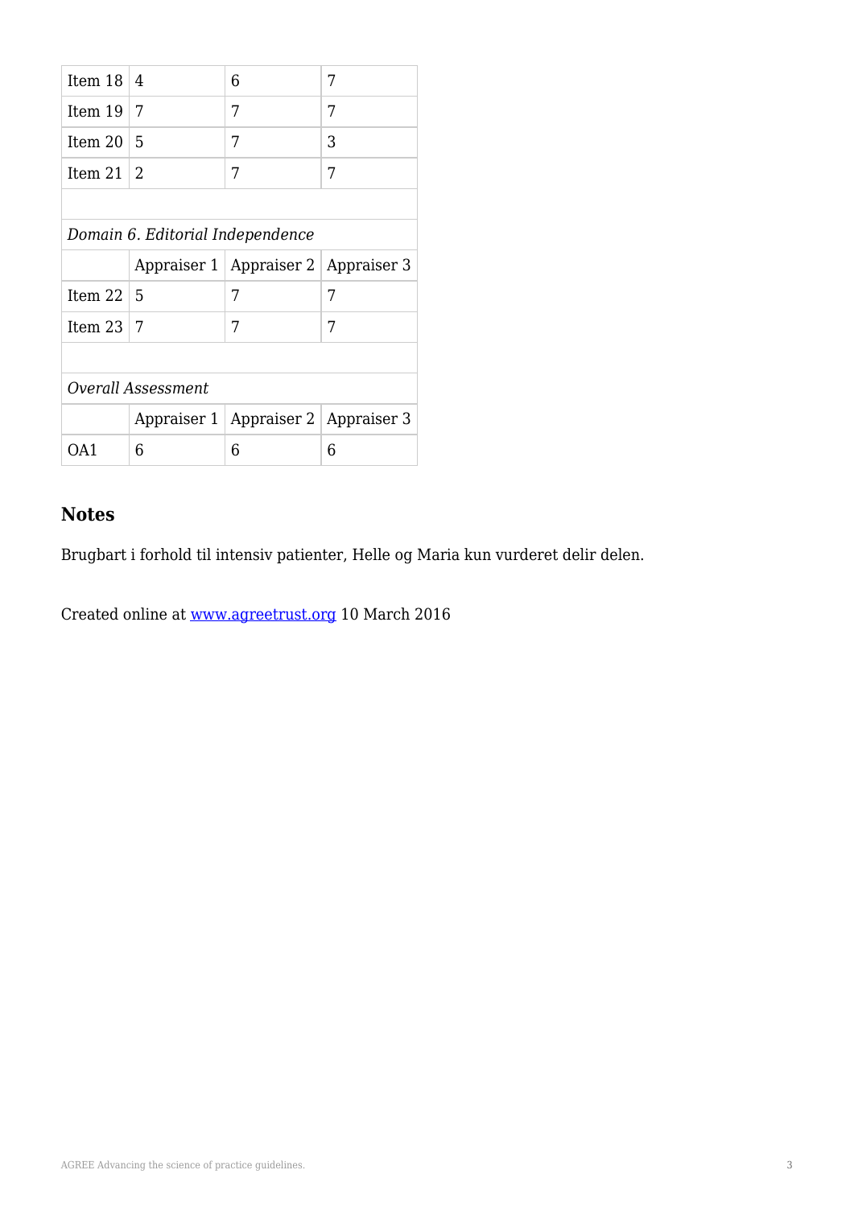| | | | |
|---|---|---|---|
| Item 18 | 4 | 6 | 7 |
| Item 19 | 7 | 7 | 7 |
| Item 20 | 5 | 7 | 3 |
| Item 21 | 2 | 7 | 7 |
| | | | |
| *Domain 6. Editorial Independence* | | | |
| | Appraiser 1 | Appraiser 2 | Appraiser 3 |
| Item 22 | 5 | 7 | 7 |
| Item 23 | 7 | 7 | 7 |
| | | | |
| *Overall Assessment* | | | |
| | Appraiser 1 | Appraiser 2 | Appraiser 3 |
| OA1 | 6 | 6 | 6 |

## Notes

Brugbart i forhold til intensiv patienter, Helle og Maria kun vurderet delir delen.

Created online at www.agreetrust.org 10 March 2016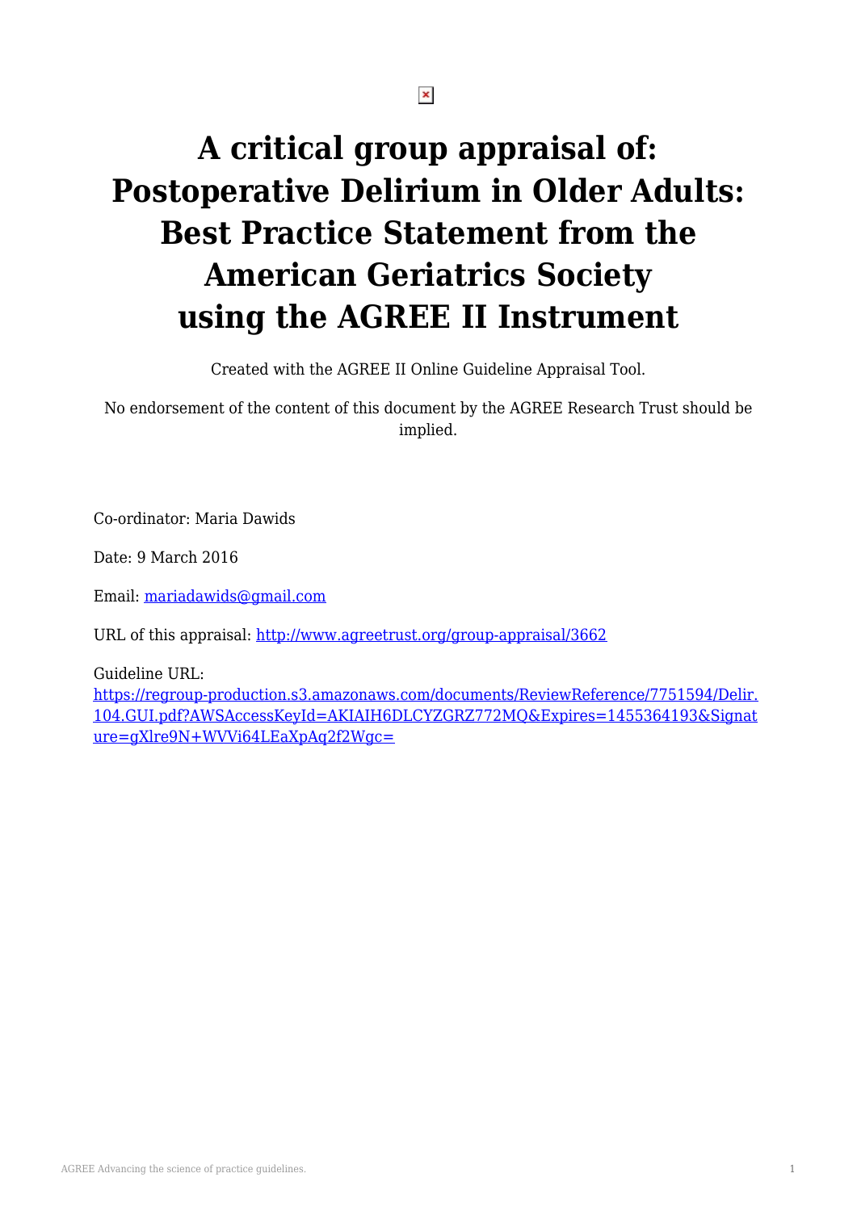# A critical group appraisal of: Postoperative Delirium in Older Adults: Best Practice Statement from the American Geriatrics Society using the AGREE II Instrument

Created with the AGREE II Online Guideline Appraisal Tool.

No endorsement of the content of this document by the AGREE Research Trust should be implied.

Co-ordinator: Maria Dawids

Date: 9 March 2016

Email: [mariadawids@gmail.com](mailto:mariadawids@gmail.com)

URL of this appraisal: [http://www.agreetrust.org/group-appraisal/3662](http://www.agreetrust.org/group-appraisal/3662)

Guideline URL:
[https://regroup-production.s3.amazonaws.com/documents/ReviewReference/7751594/Delir.104.GUI.pdf?AWSAccessKeyId=AKIAIH6DLCYZGRZ772MQ&Expires=1455364193&Signature=gXlre9N+WVVi64LEaXpAq2f2Wgc=](https://regroup-production.s3.amazonaws.com/documents/ReviewReference/7751594/Delir.104.GUI.pdf?AWSAccessKeyId=AKIAIH6DLCYZGRZ772MQ&Expires=1455364193&Signature=gXlre9N+WVVi64LEaXpAq2f2Wgc=)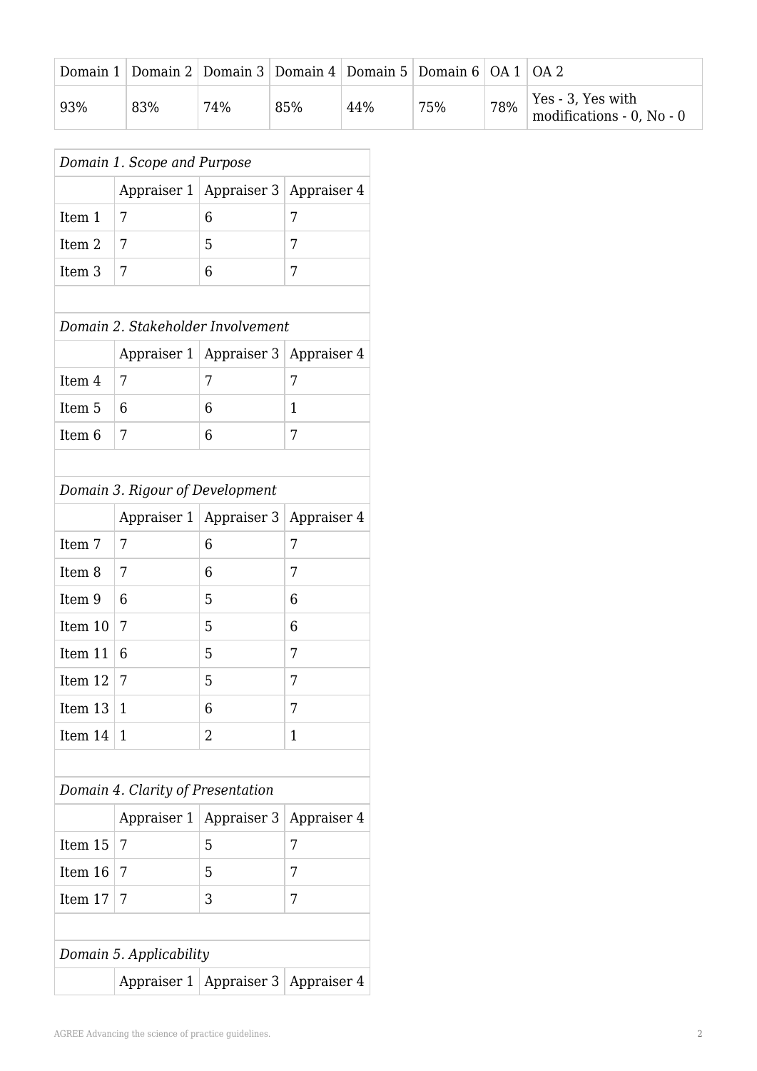| Domain 1 | Domain 2 | Domain 3 | Domain 4 | Domain 5 | Domain 6 | OA 1 | OA 2 |
|---|---|---|---|---|---|---|---|
| 93% | 83% | 74% | 85% | 44% | 75% | 78% | Yes - 3, Yes with modifications - 0, No - 0 |

| *Domain 1. Scope and Purpose* | | | |
|---|---|---|---|
| | Appraiser 1 | Appraiser 3 | Appraiser 4 |
| Item 1 | 7 | 6 | 7 |
| Item 2 | 7 | 5 | 7 |
| Item 3 | 7 | 6 | 7 |

| *Domain 2. Stakeholder Involvement* | | | |
|---|---|---|---|
| | Appraiser 1 | Appraiser 3 | Appraiser 4 |
| Item 4 | 7 | 7 | 7 |
| Item 5 | 6 | 6 | 1 |
| Item 6 | 7 | 6 | 7 |

| *Domain 3. Rigour of Development* | | | |
|---|---|---|---|
| | Appraiser 1 | Appraiser 3 | Appraiser 4 |
| Item 7 | 7 | 6 | 7 |
| Item 8 | 7 | 6 | 7 |
| Item 9 | 6 | 5 | 6 |
| Item 10 | 7 | 5 | 6 |
| Item 11 | 6 | 5 | 7 |
| Item 12 | 7 | 5 | 7 |
| Item 13 | 1 | 6 | 7 |
| Item 14 | 1 | 2 | 1 |

| *Domain 4. Clarity of Presentation* | | | |
|---|---|---|---|
| | Appraiser 1 | Appraiser 3 | Appraiser 4 |
| Item 15 | 7 | 5 | 7 |
| Item 16 | 7 | 5 | 7 |
| Item 17 | 7 | 3 | 7 |

| *Domain 5. Applicability* | | | |
|---|---|---|---|
| | Appraiser 1 | Appraiser 3 | Appraiser 4 |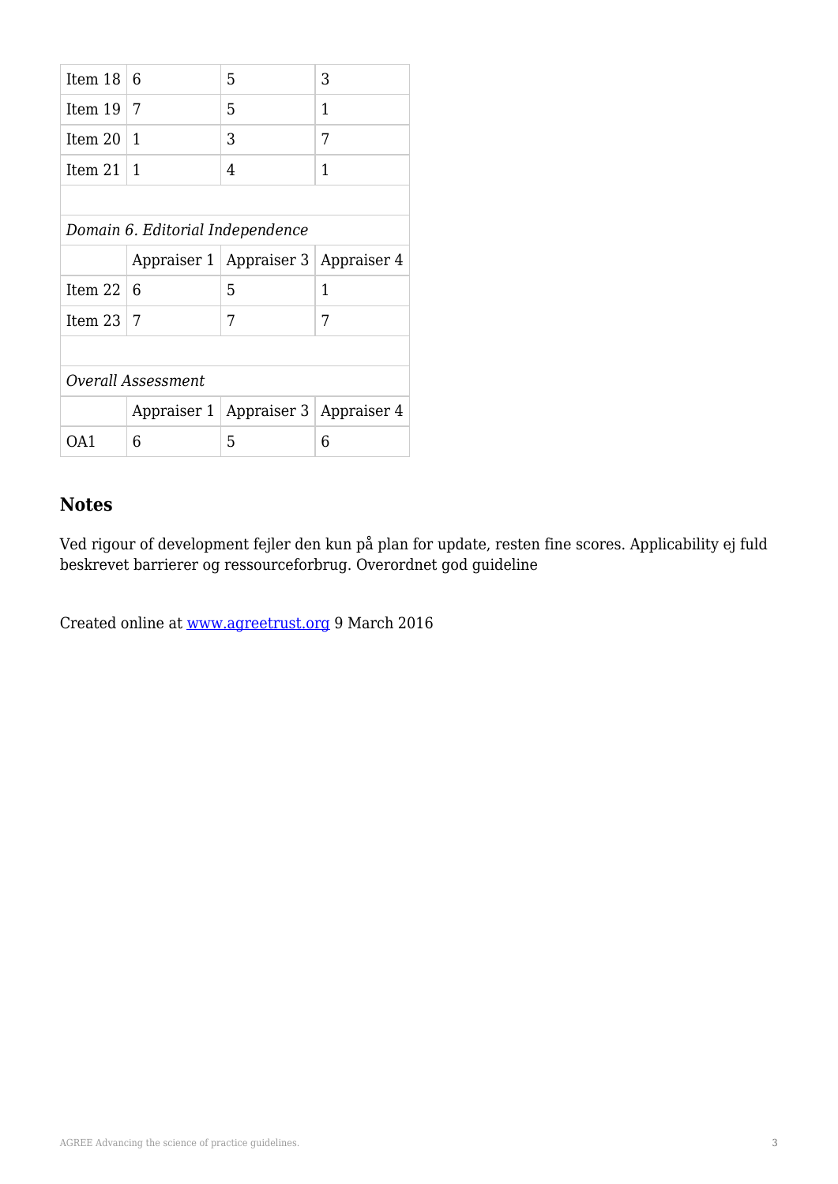| | | | |
|---|---|---|---|
| Item 18 | 6 | 5 | 3 |
| Item 19 | 7 | 5 | 1 |
| Item 20 | 1 | 3 | 7 |
| Item 21 | 1 | 4 | 1 |

*Domain 6. Editorial Independence*

| | Appraiser 1 | Appraiser 3 | Appraiser 4 |
|---|---|---|---|
| Item 22 | 6 | 5 | 1 |
| Item 23 | 7 | 7 | 7 |

*Overall Assessment*

| | Appraiser 1 | Appraiser 3 | Appraiser 4 |
|---|---|---|---|
| OA1 | 6 | 5 | 6 |

## Notes

Ved rigour of development fejler den kun på plan for update, resten fine scores. Applicability ej fuld beskrevet barrierer og ressourceforbrug. Overordnet god guideline

Created online at www.agreetrust.org 9 March 2016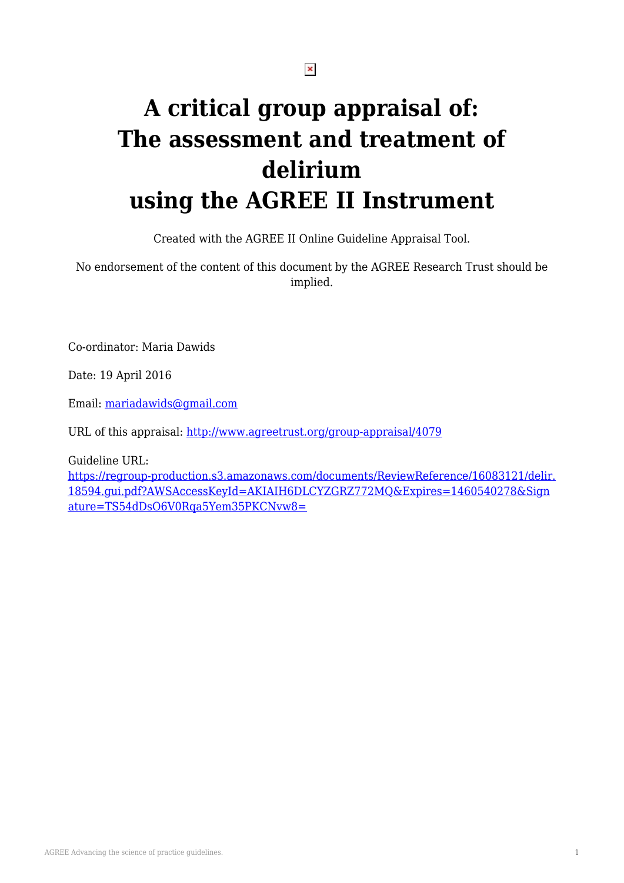# A critical group appraisal of: The assessment and treatment of delirium using the AGREE II Instrument

Created with the AGREE II Online Guideline Appraisal Tool.

No endorsement of the content of this document by the AGREE Research Trust should be implied.

Co-ordinator: Maria Dawids

Date: 19 April 2016

Email: [mariadawids@gmail.com](mailto:mariadawids@gmail.com)

URL of this appraisal: [http://www.agreetrust.org/group-appraisal/4079](http://www.agreetrust.org/group-appraisal/4079)

Guideline URL:
[https://regroup-production.s3.amazonaws.com/documents/ReviewReference/16083121/delir.18594.gui.pdf?AWSAccessKeyId=AKIAIH6DLCYZGRZ772MQ&Expires=1460540278&Signature=TS54dDsO6V0Rqa5Yem35PKCNvw8=](https://regroup-production.s3.amazonaws.com/documents/ReviewReference/16083121/delir.18594.gui.pdf?AWSAccessKeyId=AKIAIH6DLCYZGRZ772MQ&Expires=1460540278&Signature=TS54dDsO6V0Rqa5Yem35PKCNvw8=)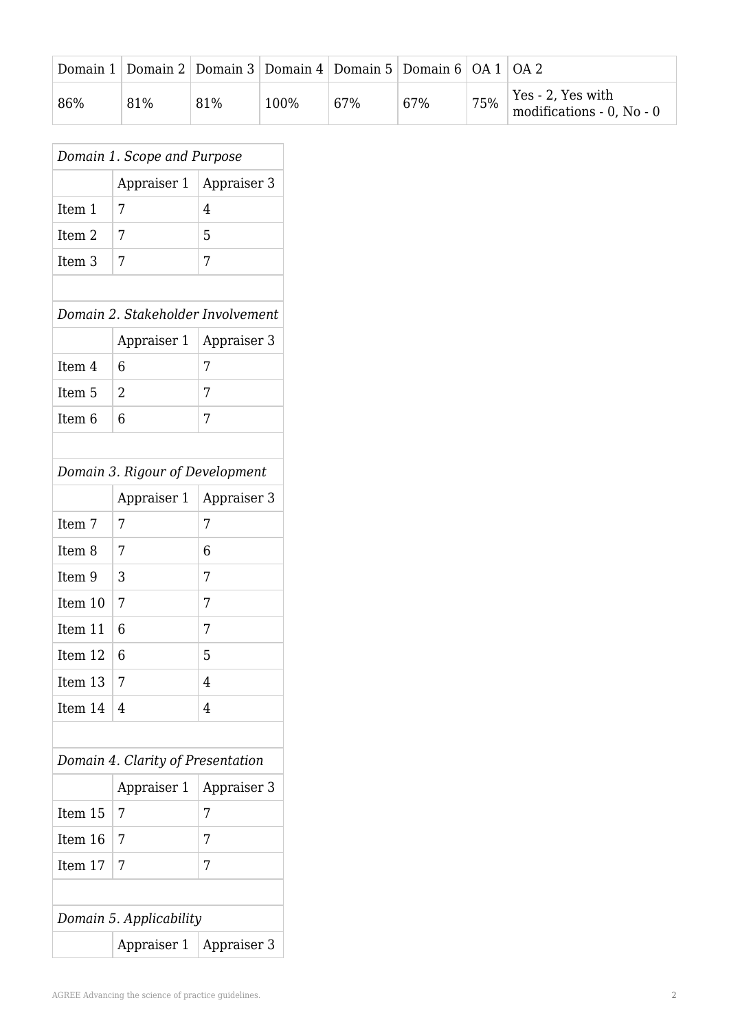| Domain 1 | Domain 2 | Domain 3 | Domain 4 | Domain 5 | Domain 6 | OA 1 | OA 2 |
|---|---|---|---|---|---|---|---|
| 86% | 81% | 81% | 100% | 67% | 67% | 75% | Yes - 2, Yes with modifications - 0, No - 0 |

| *Domain 1. Scope and Purpose* | | |
|---|---|---|
| | Appraiser 1 | Appraiser 3 |
| Item 1 | 7 | 4 |
| Item 2 | 7 | 5 |
| Item 3 | 7 | 7 |

| *Domain 2. Stakeholder Involvement* | | |
|---|---|---|
| | Appraiser 1 | Appraiser 3 |
| Item 4 | 6 | 7 |
| Item 5 | 2 | 7 |
| Item 6 | 6 | 7 |

| *Domain 3. Rigour of Development* | | |
|---|---|---|
| | Appraiser 1 | Appraiser 3 |
| Item 7 | 7 | 7 |
| Item 8 | 7 | 6 |
| Item 9 | 3 | 7 |
| Item 10 | 7 | 7 |
| Item 11 | 6 | 7 |
| Item 12 | 6 | 5 |
| Item 13 | 7 | 4 |
| Item 14 | 4 | 4 |

| *Domain 4. Clarity of Presentation* | | |
|---|---|---|
| | Appraiser 1 | Appraiser 3 |
| Item 15 | 7 | 7 |
| Item 16 | 7 | 7 |
| Item 17 | 7 | 7 |

| *Domain 5. Applicability* | | |
|---|---|---|
| | Appraiser 1 | Appraiser 3 |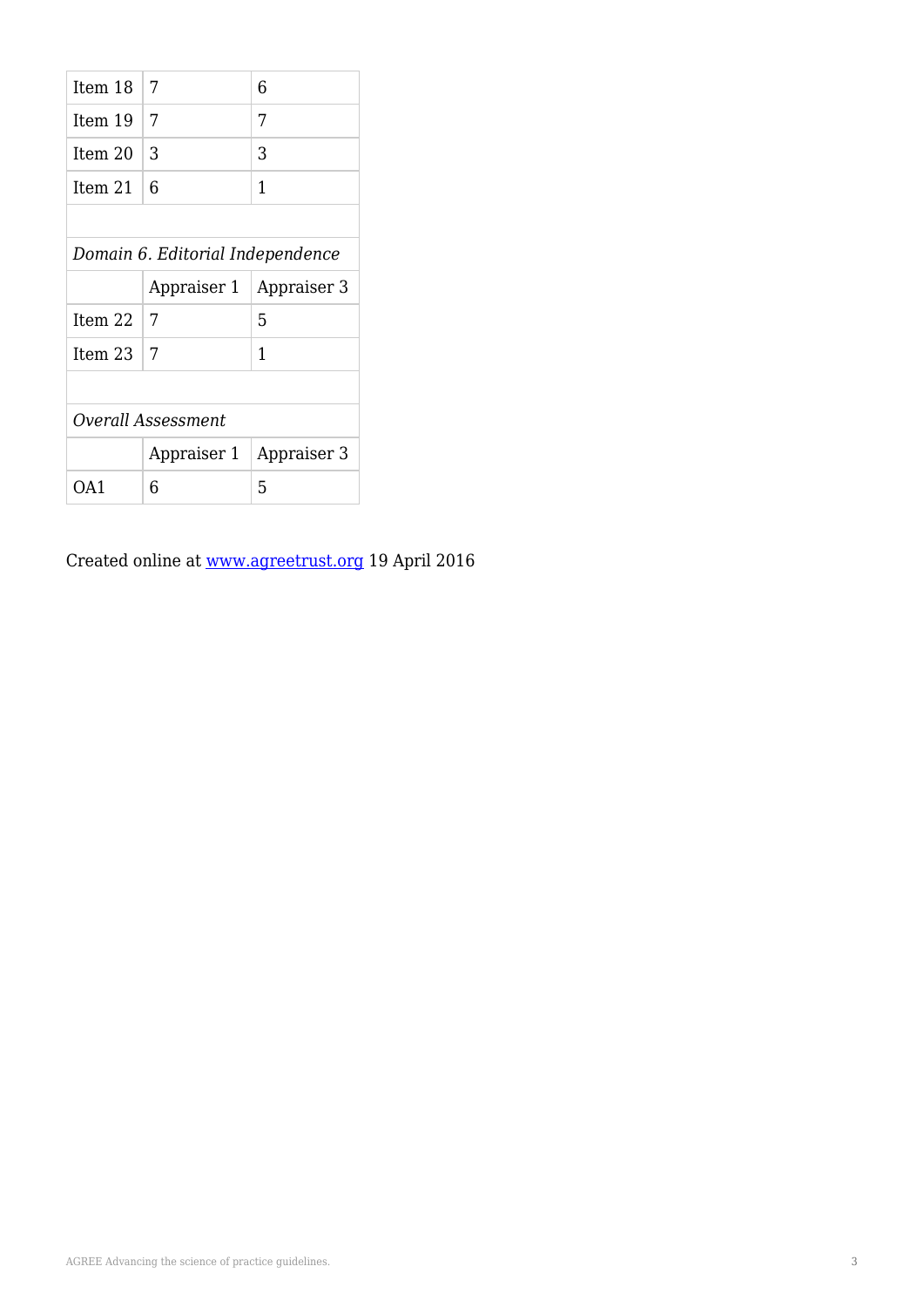| Item 18 | 7 | 6 |
| --- | --- | --- |
| Item 19 | 7 | 7 |
| Item 20 | 3 | 3 |
| Item 21 | 6 | 1 |

*Domain 6. Editorial Independence*

| | Appraiser 1 | Appraiser 3 |
| --- | --- | --- |
| Item 22 | 7 | 5 |
| Item 23 | 7 | 1 |

*Overall Assessment*

| | Appraiser 1 | Appraiser 3 |
| --- | --- | --- |
| OA1 | 6 | 5 |

Created online at [www.agreetrust.org](http://www.agreetrust.org) 19 April 2016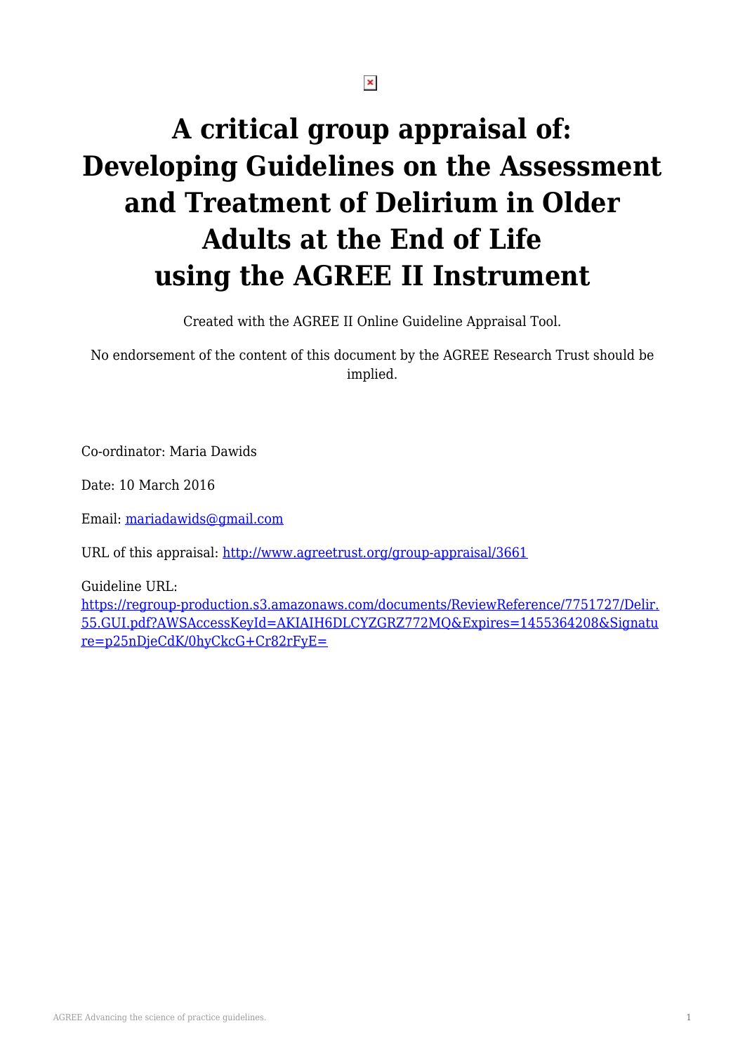# A critical group appraisal of: Developing Guidelines on the Assessment and Treatment of Delirium in Older Adults at the End of Life using the AGREE II Instrument

Created with the AGREE II Online Guideline Appraisal Tool.

No endorsement of the content of this document by the AGREE Research Trust should be implied.

Co-ordinator: Maria Dawids

Date: 10 March 2016

Email: mariadawids@gmail.com

URL of this appraisal: http://www.agreetrust.org/group-appraisal/3661

Guideline URL:
https://regroup-production.s3.amazonaws.com/documents/ReviewReference/7751727/Delir.55.GUI.pdf?AWSAccessKeyId=AKIAIH6DLCYZGRZ772MQ&Expires=1455364208&Signature=p25nDjeCdK/0hyCkcG+Cr82rFyE=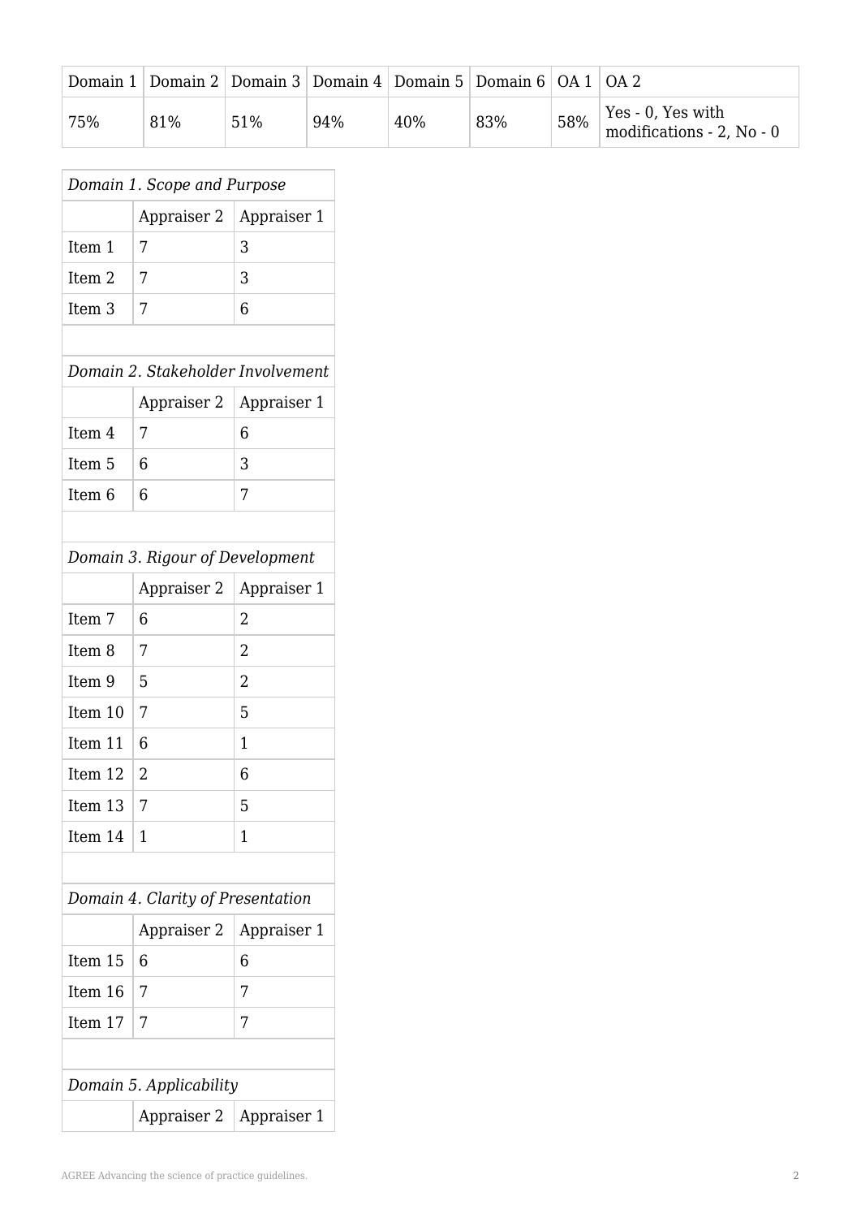| Domain 1 | Domain 2 | Domain 3 | Domain 4 | Domain 5 | Domain 6 | OA 1 | OA 2 |
|---|---|---|---|---|---|---|---|
| 75% | 81% | 51% | 94% | 40% | 83% | 58% | Yes - 0, Yes with modifications - 2, No - 0 |

| *Domain 1. Scope and Purpose* | | |
|---|---|---|
| | Appraiser 2 | Appraiser 1 |
| Item 1 | 7 | 3 |
| Item 2 | 7 | 3 |
| Item 3 | 7 | 6 |

| *Domain 2. Stakeholder Involvement* | | |
|---|---|---|
| | Appraiser 2 | Appraiser 1 |
| Item 4 | 7 | 6 |
| Item 5 | 6 | 3 |
| Item 6 | 6 | 7 |

| *Domain 3. Rigour of Development* | | |
|---|---|---|
| | Appraiser 2 | Appraiser 1 |
| Item 7 | 6 | 2 |
| Item 8 | 7 | 2 |
| Item 9 | 5 | 2 |
| Item 10 | 7 | 5 |
| Item 11 | 6 | 1 |
| Item 12 | 2 | 6 |
| Item 13 | 7 | 5 |
| Item 14 | 1 | 1 |

| *Domain 4. Clarity of Presentation* | | |
|---|---|---|
| | Appraiser 2 | Appraiser 1 |
| Item 15 | 6 | 6 |
| Item 16 | 7 | 7 |
| Item 17 | 7 | 7 |

| *Domain 5. Applicability* | | |
|---|---|---|
| | Appraiser 2 | Appraiser 1 |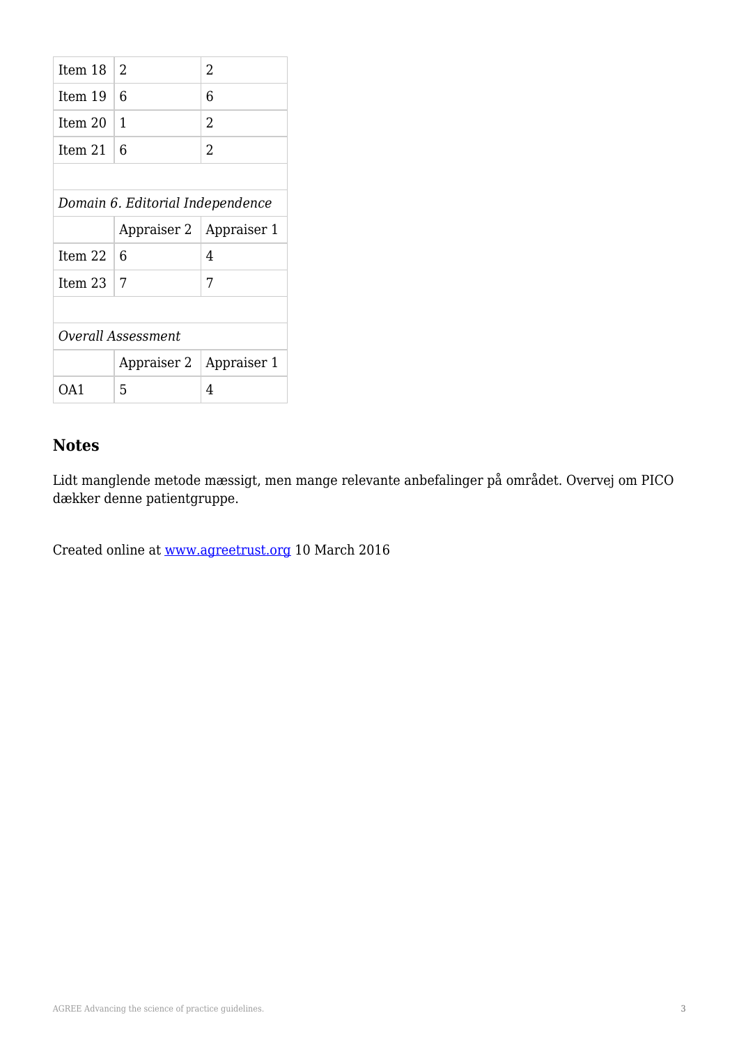| | | |
|---|---|---|
| Item 18 | 2 | 2 |
| Item 19 | 6 | 6 |
| Item 20 | 1 | 2 |
| Item 21 | 6 | 2 |
| | | |
| *Domain 6. Editorial Independence* | | |
| | Appraiser 2 | Appraiser 1 |
| Item 22 | 6 | 4 |
| Item 23 | 7 | 7 |
| | | |
| *Overall Assessment* | | |
| | Appraiser 2 | Appraiser 1 |
| OA1 | 5 | 4 |

## Notes

Lidt manglende metode mæssigt, men mange relevante anbefalinger på området. Overvej om PICO dækker denne patientgruppe.

Created online at www.agreetrust.org 10 March 2016